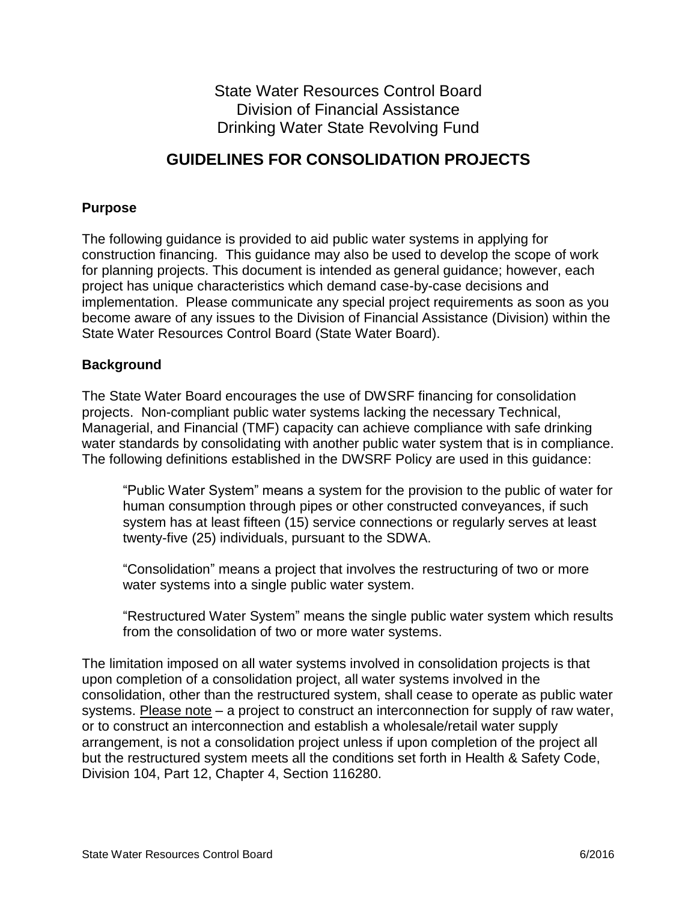State Water Resources Control Board
Division of Financial Assistance
Drinking Water State Revolving Fund

# GUIDELINES FOR CONSOLIDATION PROJECTS

## Purpose

The following guidance is provided to aid public water systems in applying for construction financing. This guidance may also be used to develop the scope of work for planning projects. This document is intended as general guidance; however, each project has unique characteristics which demand case-by-case decisions and implementation. Please communicate any special project requirements as soon as you become aware of any issues to the Division of Financial Assistance (Division) within the State Water Resources Control Board (State Water Board).

## Background

The State Water Board encourages the use of DWSRF financing for consolidation projects. Non-compliant public water systems lacking the necessary Technical, Managerial, and Financial (TMF) capacity can achieve compliance with safe drinking water standards by consolidating with another public water system that is in compliance. The following definitions established in the DWSRF Policy are used in this guidance:

> "Public Water System" means a system for the provision to the public of water for human consumption through pipes or other constructed conveyances, if such system has at least fifteen (15) service connections or regularly serves at least twenty-five (25) individuals, pursuant to the SDWA.
>
> "Consolidation" means a project that involves the restructuring of two or more water systems into a single public water system.
>
> "Restructured Water System" means the single public water system which results from the consolidation of two or more water systems.

The limitation imposed on all water systems involved in consolidation projects is that upon completion of a consolidation project, all water systems involved in the consolidation, other than the restructured system, shall cease to operate as public water systems. Please note – a project to construct an interconnection for supply of raw water, or to construct an interconnection and establish a wholesale/retail water supply arrangement, is not a consolidation project unless if upon completion of the project all but the restructured system meets all the conditions set forth in Health & Safety Code, Division 104, Part 12, Chapter 4, Section 116280.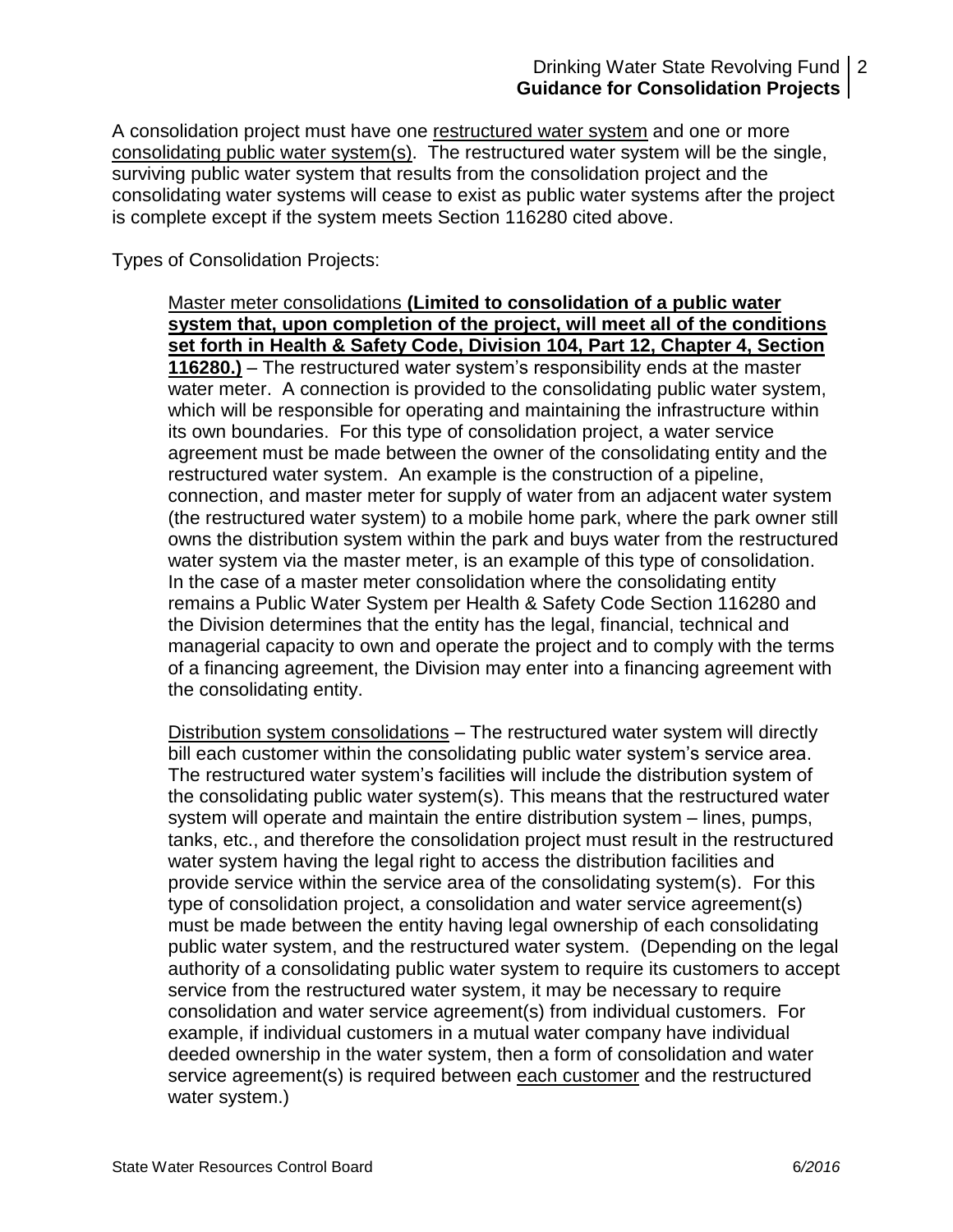A consolidation project must have one restructured water system and one or more consolidating public water system(s). The restructured water system will be the single, surviving public water system that results from the consolidation project and the consolidating water systems will cease to exist as public water systems after the project is complete except if the system meets Section 116280 cited above.

Types of Consolidation Projects:

> Master meter consolidations **(Limited to consolidation of a public water system that, upon completion of the project, will meet all of the conditions set forth in Health & Safety Code, Division 104, Part 12, Chapter 4, Section 116280.)** – The restructured water system's responsibility ends at the master water meter. A connection is provided to the consolidating public water system, which will be responsible for operating and maintaining the infrastructure within its own boundaries. For this type of consolidation project, a water service agreement must be made between the owner of the consolidating entity and the restructured water system. An example is the construction of a pipeline, connection, and master meter for supply of water from an adjacent water system (the restructured water system) to a mobile home park, where the park owner still owns the distribution system within the park and buys water from the restructured water system via the master meter, is an example of this type of consolidation. In the case of a master meter consolidation where the consolidating entity remains a Public Water System per Health & Safety Code Section 116280 and the Division determines that the entity has the legal, financial, technical and managerial capacity to own and operate the project and to comply with the terms of a financing agreement, the Division may enter into a financing agreement with the consolidating entity.
>
> Distribution system consolidations – The restructured water system will directly bill each customer within the consolidating public water system's service area. The restructured water system's facilities will include the distribution system of the consolidating public water system(s). This means that the restructured water system will operate and maintain the entire distribution system – lines, pumps, tanks, etc., and therefore the consolidation project must result in the restructured water system having the legal right to access the distribution facilities and provide service within the service area of the consolidating system(s). For this type of consolidation project, a consolidation and water service agreement(s) must be made between the entity having legal ownership of each consolidating public water system, and the restructured water system. (Depending on the legal authority of a consolidating public water system to require its customers to accept service from the restructured water system, it may be necessary to require consolidation and water service agreement(s) from individual customers. For example, if individual customers in a mutual water company have individual deeded ownership in the water system, then a form of consolidation and water service agreement(s) is required between each customer and the restructured water system.)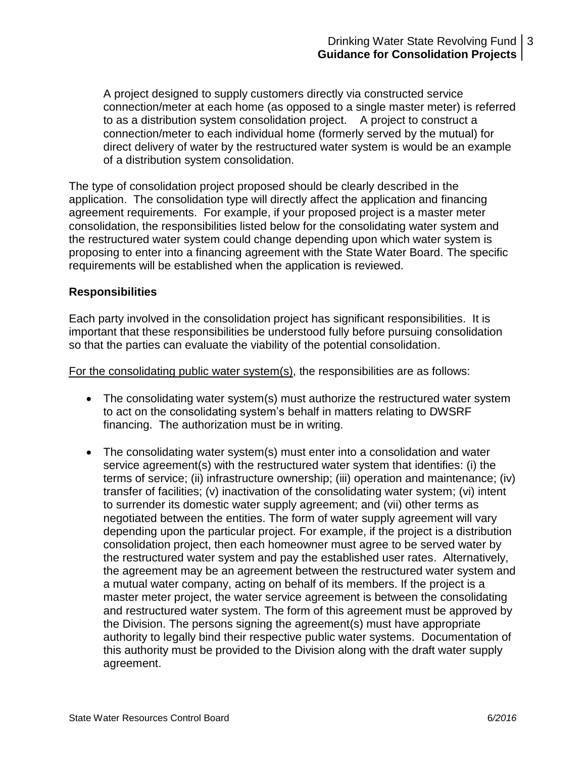A project designed to supply customers directly via constructed service connection/meter at each home (as opposed to a single master meter) is referred to as a distribution system consolidation project. A project to construct a connection/meter to each individual home (formerly served by the mutual) for direct delivery of water by the restructured water system is would be an example of a distribution system consolidation.

The type of consolidation project proposed should be clearly described in the application. The consolidation type will directly affect the application and financing agreement requirements. For example, if your proposed project is a master meter consolidation, the responsibilities listed below for the consolidating water system and the restructured water system could change depending upon which water system is proposing to enter into a financing agreement with the State Water Board. The specific requirements will be established when the application is reviewed.

**Responsibilities**

Each party involved in the consolidation project has significant responsibilities. It is important that these responsibilities be understood fully before pursuing consolidation so that the parties can evaluate the viability of the potential consolidation.

For the consolidating public water system(s), the responsibilities are as follows:

- The consolidating water system(s) must authorize the restructured water system to act on the consolidating system's behalf in matters relating to DWSRF financing. The authorization must be in writing.
- The consolidating water system(s) must enter into a consolidation and water service agreement(s) with the restructured water system that identifies: (i) the terms of service; (ii) infrastructure ownership; (iii) operation and maintenance; (iv) transfer of facilities; (v) inactivation of the consolidating water system; (vi) intent to surrender its domestic water supply agreement; and (vii) other terms as negotiated between the entities. The form of water supply agreement will vary depending upon the particular project. For example, if the project is a distribution consolidation project, then each homeowner must agree to be served water by the restructured water system and pay the established user rates. Alternatively, the agreement may be an agreement between the restructured water system and a mutual water company, acting on behalf of its members. If the project is a master meter project, the water service agreement is between the consolidating and restructured water system. The form of this agreement must be approved by the Division. The persons signing the agreement(s) must have appropriate authority to legally bind their respective public water systems. Documentation of this authority must be provided to the Division along with the draft water supply agreement.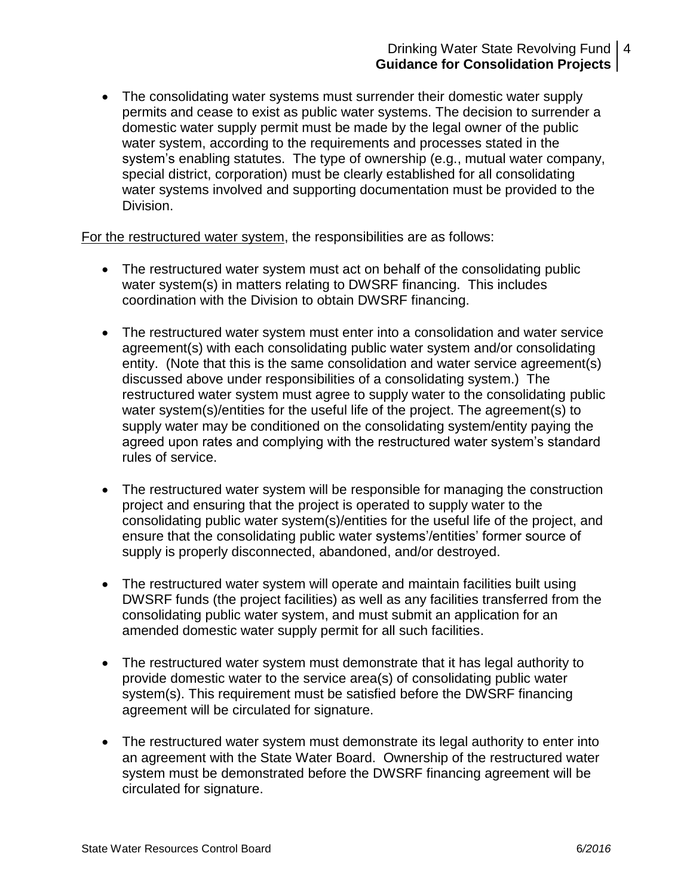- The consolidating water systems must surrender their domestic water supply permits and cease to exist as public water systems. The decision to surrender a domestic water supply permit must be made by the legal owner of the public water system, according to the requirements and processes stated in the system's enabling statutes. The type of ownership (e.g., mutual water company, special district, corporation) must be clearly established for all consolidating water systems involved and supporting documentation must be provided to the Division.

For the restructured water system, the responsibilities are as follows:

- The restructured water system must act on behalf of the consolidating public water system(s) in matters relating to DWSRF financing. This includes coordination with the Division to obtain DWSRF financing.

- The restructured water system must enter into a consolidation and water service agreement(s) with each consolidating public water system and/or consolidating entity. (Note that this is the same consolidation and water service agreement(s) discussed above under responsibilities of a consolidating system.) The restructured water system must agree to supply water to the consolidating public water system(s)/entities for the useful life of the project. The agreement(s) to supply water may be conditioned on the consolidating system/entity paying the agreed upon rates and complying with the restructured water system's standard rules of service.

- The restructured water system will be responsible for managing the construction project and ensuring that the project is operated to supply water to the consolidating public water system(s)/entities for the useful life of the project, and ensure that the consolidating public water systems'/entities' former source of supply is properly disconnected, abandoned, and/or destroyed.

- The restructured water system will operate and maintain facilities built using DWSRF funds (the project facilities) as well as any facilities transferred from the consolidating public water system, and must submit an application for an amended domestic water supply permit for all such facilities.

- The restructured water system must demonstrate that it has legal authority to provide domestic water to the service area(s) of consolidating public water system(s). This requirement must be satisfied before the DWSRF financing agreement will be circulated for signature.

- The restructured water system must demonstrate its legal authority to enter into an agreement with the State Water Board. Ownership of the restructured water system must be demonstrated before the DWSRF financing agreement will be circulated for signature.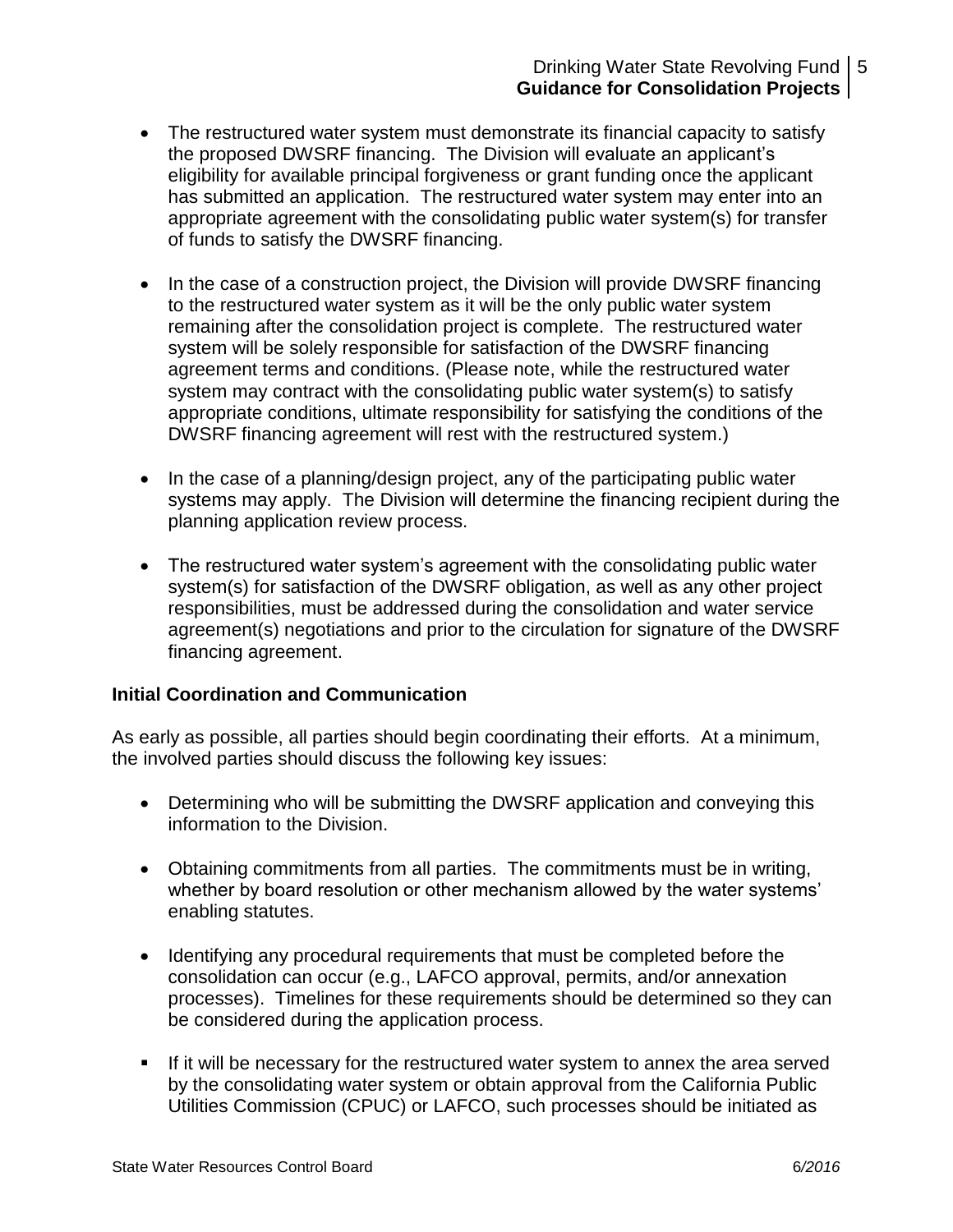- The restructured water system must demonstrate its financial capacity to satisfy the proposed DWSRF financing. The Division will evaluate an applicant's eligibility for available principal forgiveness or grant funding once the applicant has submitted an application. The restructured water system may enter into an appropriate agreement with the consolidating public water system(s) for transfer of funds to satisfy the DWSRF financing.

- In the case of a construction project, the Division will provide DWSRF financing to the restructured water system as it will be the only public water system remaining after the consolidation project is complete. The restructured water system will be solely responsible for satisfaction of the DWSRF financing agreement terms and conditions. (Please note, while the restructured water system may contract with the consolidating public water system(s) to satisfy appropriate conditions, ultimate responsibility for satisfying the conditions of the DWSRF financing agreement will rest with the restructured system.)

- In the case of a planning/design project, any of the participating public water systems may apply. The Division will determine the financing recipient during the planning application review process.

- The restructured water system's agreement with the consolidating public water system(s) for satisfaction of the DWSRF obligation, as well as any other project responsibilities, must be addressed during the consolidation and water service agreement(s) negotiations and prior to the circulation for signature of the DWSRF financing agreement.

**Initial Coordination and Communication**

As early as possible, all parties should begin coordinating their efforts. At a minimum, the involved parties should discuss the following key issues:

- Determining who will be submitting the DWSRF application and conveying this information to the Division.

- Obtaining commitments from all parties. The commitments must be in writing, whether by board resolution or other mechanism allowed by the water systems' enabling statutes.

- Identifying any procedural requirements that must be completed before the consolidation can occur (e.g., LAFCO approval, permits, and/or annexation processes). Timelines for these requirements should be determined so they can be considered during the application process.

- If it will be necessary for the restructured water system to annex the area served by the consolidating water system or obtain approval from the California Public Utilities Commission (CPUC) or LAFCO, such processes should be initiated as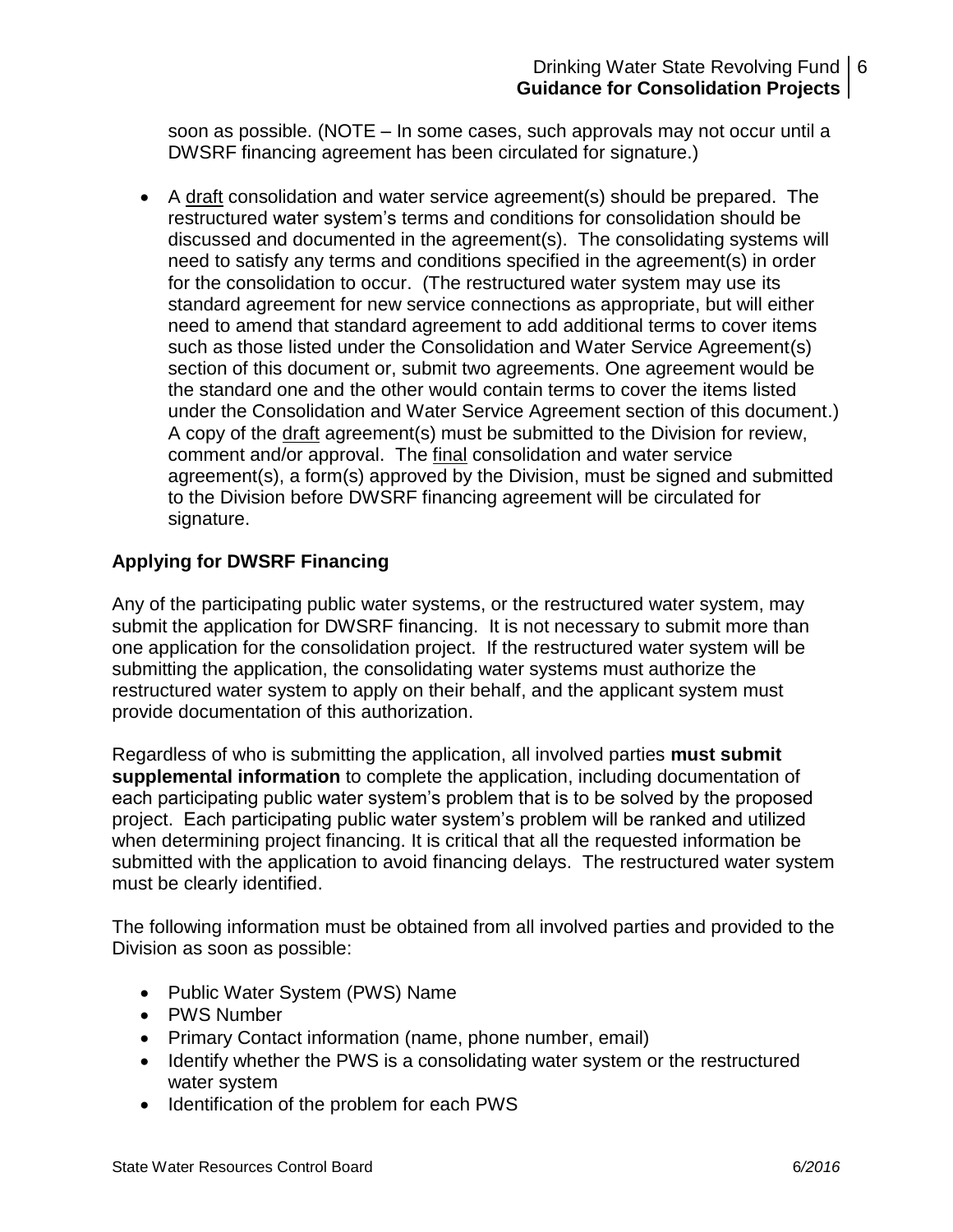soon as possible. (NOTE – In some cases, such approvals may not occur until a DWSRF financing agreement has been circulated for signature.)

- A draft consolidation and water service agreement(s) should be prepared. The restructured water system's terms and conditions for consolidation should be discussed and documented in the agreement(s). The consolidating systems will need to satisfy any terms and conditions specified in the agreement(s) in order for the consolidation to occur. (The restructured water system may use its standard agreement for new service connections as appropriate, but will either need to amend that standard agreement to add additional terms to cover items such as those listed under the Consolidation and Water Service Agreement(s) section of this document or, submit two agreements. One agreement would be the standard one and the other would contain terms to cover the items listed under the Consolidation and Water Service Agreement section of this document.) A copy of the draft agreement(s) must be submitted to the Division for review, comment and/or approval. The final consolidation and water service agreement(s), a form(s) approved by the Division, must be signed and submitted to the Division before DWSRF financing agreement will be circulated for signature.

## Applying for DWSRF Financing

Any of the participating public water systems, or the restructured water system, may submit the application for DWSRF financing. It is not necessary to submit more than one application for the consolidation project. If the restructured water system will be submitting the application, the consolidating water systems must authorize the restructured water system to apply on their behalf, and the applicant system must provide documentation of this authorization.

Regardless of who is submitting the application, all involved parties **must submit supplemental information** to complete the application, including documentation of each participating public water system's problem that is to be solved by the proposed project. Each participating public water system's problem will be ranked and utilized when determining project financing. It is critical that all the requested information be submitted with the application to avoid financing delays. The restructured water system must be clearly identified.

The following information must be obtained from all involved parties and provided to the Division as soon as possible:

- Public Water System (PWS) Name
- PWS Number
- Primary Contact information (name, phone number, email)
- Identify whether the PWS is a consolidating water system or the restructured water system
- Identification of the problem for each PWS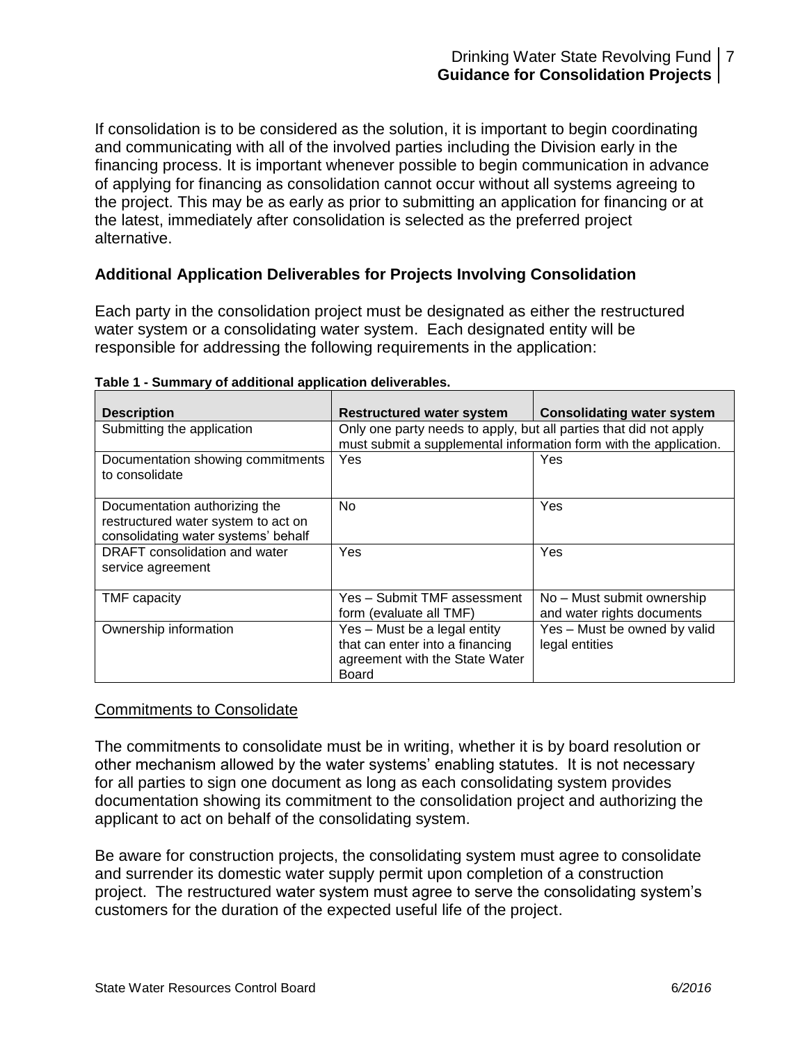If consolidation is to be considered as the solution, it is important to begin coordinating and communicating with all of the involved parties including the Division early in the financing process. It is important whenever possible to begin communication in advance of applying for financing as consolidation cannot occur without all systems agreeing to the project. This may be as early as prior to submitting an application for financing or at the latest, immediately after consolidation is selected as the preferred project alternative.

### Additional Application Deliverables for Projects Involving Consolidation

Each party in the consolidation project must be designated as either the restructured water system or a consolidating water system. Each designated entity will be responsible for addressing the following requirements in the application:

**Table 1 - Summary of additional application deliverables.**

| Description | Restructured water system | Consolidating water system |
|---|---|---|
| Submitting the application | Only one party needs to apply, but all parties that did not apply must submit a supplemental information form with the application. | |
| Documentation showing commitments to consolidate | Yes | Yes |
| Documentation authorizing the restructured water system to act on consolidating water systems' behalf | No | Yes |
| DRAFT consolidation and water service agreement | Yes | Yes |
| TMF capacity | Yes – Submit TMF assessment form (evaluate all TMF) | No – Must submit ownership and water rights documents |
| Ownership information | Yes – Must be a legal entity that can enter into a financing agreement with the State Water Board | Yes – Must be owned by valid legal entities |

Commitments to Consolidate

The commitments to consolidate must be in writing, whether it is by board resolution or other mechanism allowed by the water systems' enabling statutes. It is not necessary for all parties to sign one document as long as each consolidating system provides documentation showing its commitment to the consolidation project and authorizing the applicant to act on behalf of the consolidating system.

Be aware for construction projects, the consolidating system must agree to consolidate and surrender its domestic water supply permit upon completion of a construction project. The restructured water system must agree to serve the consolidating system's customers for the duration of the expected useful life of the project.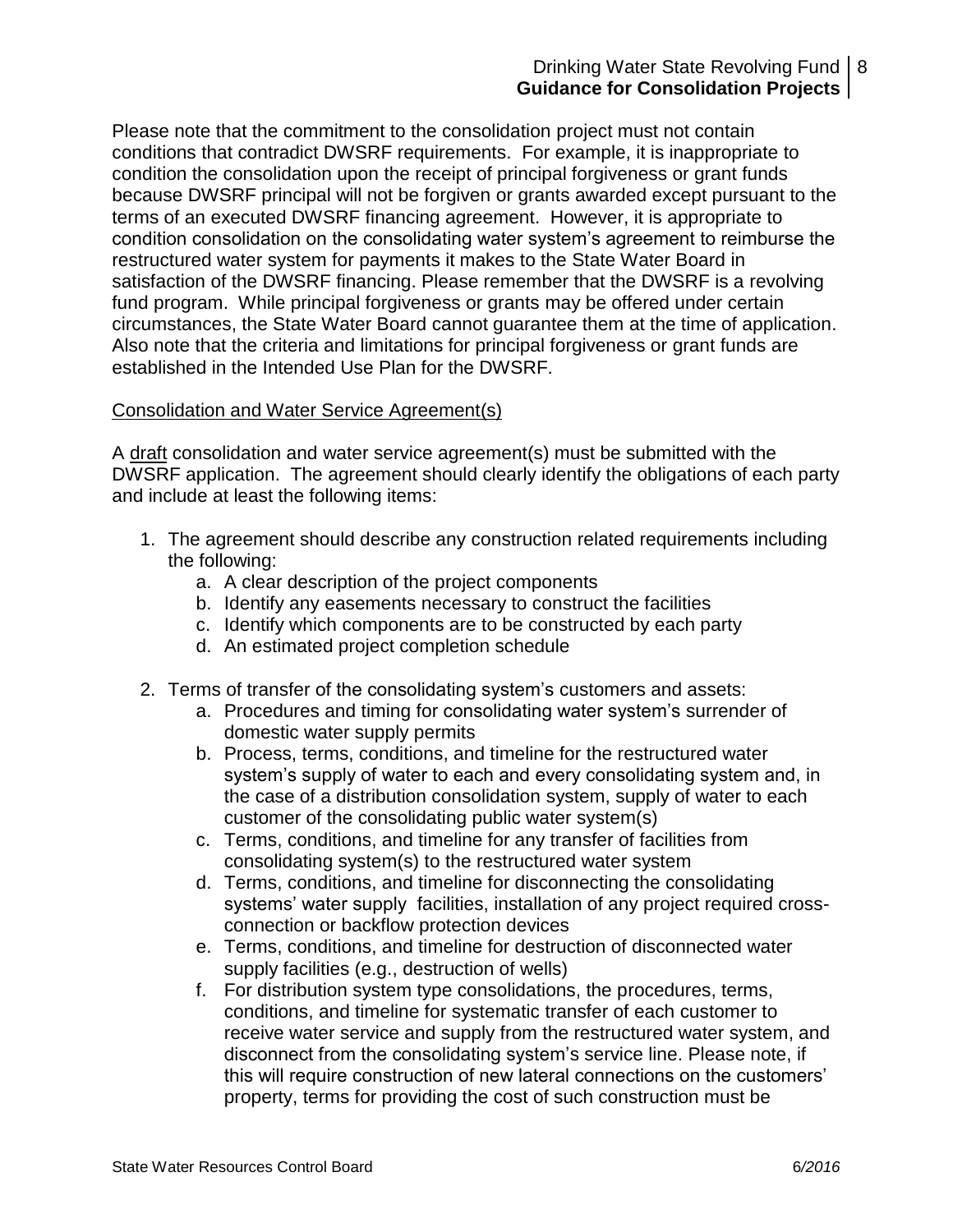Please note that the commitment to the consolidation project must not contain conditions that contradict DWSRF requirements. For example, it is inappropriate to condition the consolidation upon the receipt of principal forgiveness or grant funds because DWSRF principal will not be forgiven or grants awarded except pursuant to the terms of an executed DWSRF financing agreement. However, it is appropriate to condition consolidation on the consolidating water system's agreement to reimburse the restructured water system for payments it makes to the State Water Board in satisfaction of the DWSRF financing. Please remember that the DWSRF is a revolving fund program. While principal forgiveness or grants may be offered under certain circumstances, the State Water Board cannot guarantee them at the time of application. Also note that the criteria and limitations for principal forgiveness or grant funds are established in the Intended Use Plan for the DWSRF.

<u>Consolidation and Water Service Agreement(s)</u>

A <u>draft</u> consolidation and water service agreement(s) must be submitted with the DWSRF application. The agreement should clearly identify the obligations of each party and include at least the following items:

1. The agreement should describe any construction related requirements including the following:
    a. A clear description of the project components
    b. Identify any easements necessary to construct the facilities
    c. Identify which components are to be constructed by each party
    d. An estimated project completion schedule

2. Terms of transfer of the consolidating system's customers and assets:
    a. Procedures and timing for consolidating water system's surrender of domestic water supply permits
    b. Process, terms, conditions, and timeline for the restructured water system's supply of water to each and every consolidating system and, in the case of a distribution consolidation system, supply of water to each customer of the consolidating public water system(s)
    c. Terms, conditions, and timeline for any transfer of facilities from consolidating system(s) to the restructured water system
    d. Terms, conditions, and timeline for disconnecting the consolidating systems' water supply facilities, installation of any project required cross-connection or backflow protection devices
    e. Terms, conditions, and timeline for destruction of disconnected water supply facilities (e.g., destruction of wells)
    f. For distribution system type consolidations, the procedures, terms, conditions, and timeline for systematic transfer of each customer to receive water service and supply from the restructured water system, and disconnect from the consolidating system's service line. Please note, if this will require construction of new lateral connections on the customers' property, terms for providing the cost of such construction must be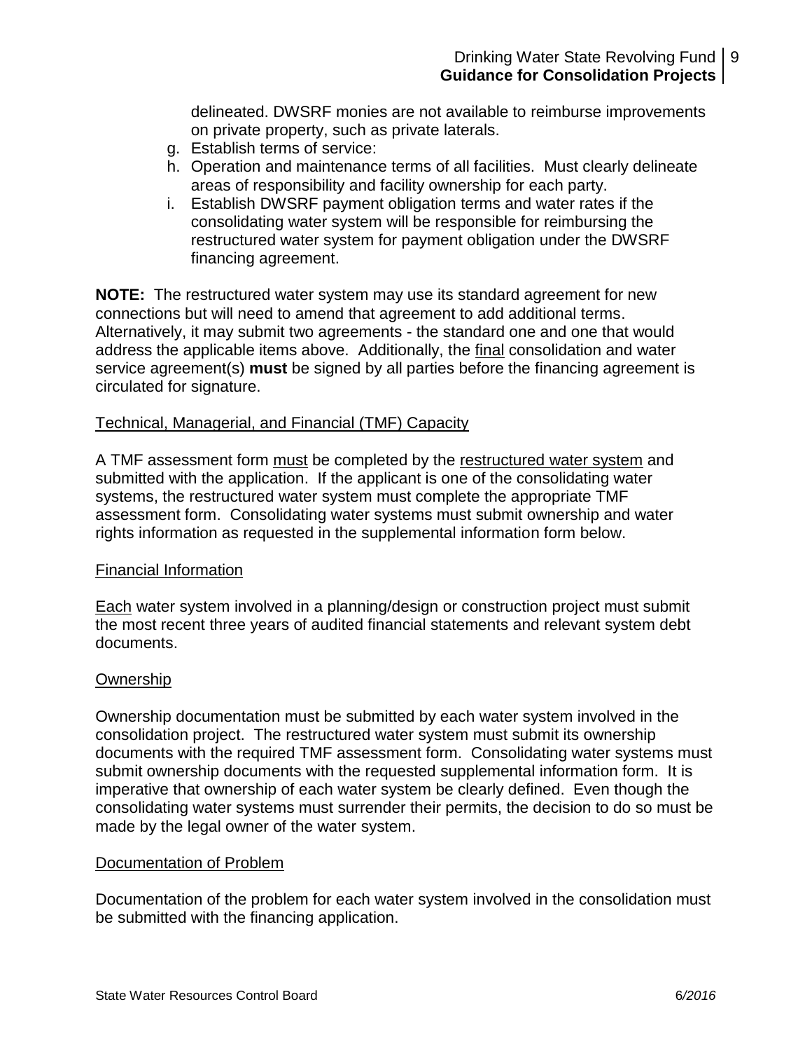delineated. DWSRF monies are not available to reimburse improvements on private property, such as private laterals.

g. Establish terms of service:
h. Operation and maintenance terms of all facilities. Must clearly delineate areas of responsibility and facility ownership for each party.
i. Establish DWSRF payment obligation terms and water rates if the consolidating water system will be responsible for reimbursing the restructured water system for payment obligation under the DWSRF financing agreement.

**NOTE:** The restructured water system may use its standard agreement for new connections but will need to amend that agreement to add additional terms. Alternatively, it may submit two agreements - the standard one and one that would address the applicable items above. Additionally, the final consolidation and water service agreement(s) **must** be signed by all parties before the financing agreement is circulated for signature.

Technical, Managerial, and Financial (TMF) Capacity

A TMF assessment form must be completed by the restructured water system and submitted with the application. If the applicant is one of the consolidating water systems, the restructured water system must complete the appropriate TMF assessment form. Consolidating water systems must submit ownership and water rights information as requested in the supplemental information form below.

Financial Information

Each water system involved in a planning/design or construction project must submit the most recent three years of audited financial statements and relevant system debt documents.

Ownership

Ownership documentation must be submitted by each water system involved in the consolidation project. The restructured water system must submit its ownership documents with the required TMF assessment form. Consolidating water systems must submit ownership documents with the requested supplemental information form. It is imperative that ownership of each water system be clearly defined. Even though the consolidating water systems must surrender their permits, the decision to do so must be made by the legal owner of the water system.

Documentation of Problem

Documentation of the problem for each water system involved in the consolidation must be submitted with the financing application.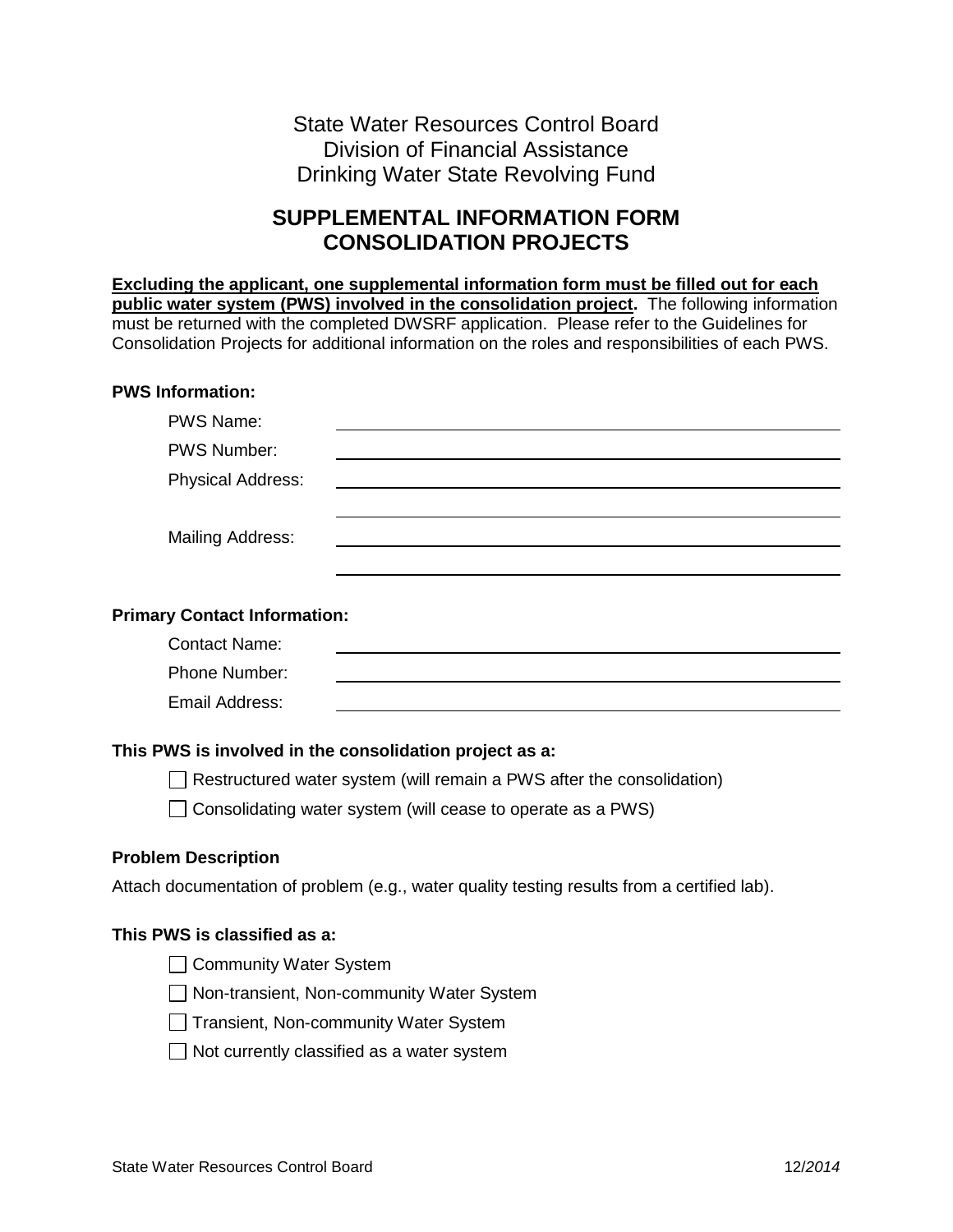State Water Resources Control Board
Division of Financial Assistance
Drinking Water State Revolving Fund

## SUPPLEMENTAL INFORMATION FORM
## CONSOLIDATION PROJECTS

**Excluding the applicant, one supplemental information form must be filled out for each public water system (PWS) involved in the consolidation project.** The following information must be returned with the completed DWSRF application. Please refer to the Guidelines for Consolidation Projects for additional information on the roles and responsibilities of each PWS.

**PWS Information:**

PWS Name: ______________________________

PWS Number: ______________________________

Physical Address: ______________________________

______________________________

Mailing Address: ______________________________

______________________________

**Primary Contact Information:**

Contact Name: ______________________________

Phone Number: ______________________________

Email Address: ______________________________

**This PWS is involved in the consolidation project as a:**

- ☐ Restructured water system (will remain a PWS after the consolidation)
- ☐ Consolidating water system (will cease to operate as a PWS)

**Problem Description**

Attach documentation of problem (e.g., water quality testing results from a certified lab).

**This PWS is classified as a:**

- ☐ Community Water System
- ☐ Non-transient, Non-community Water System
- ☐ Transient, Non-community Water System
- ☐ Not currently classified as a water system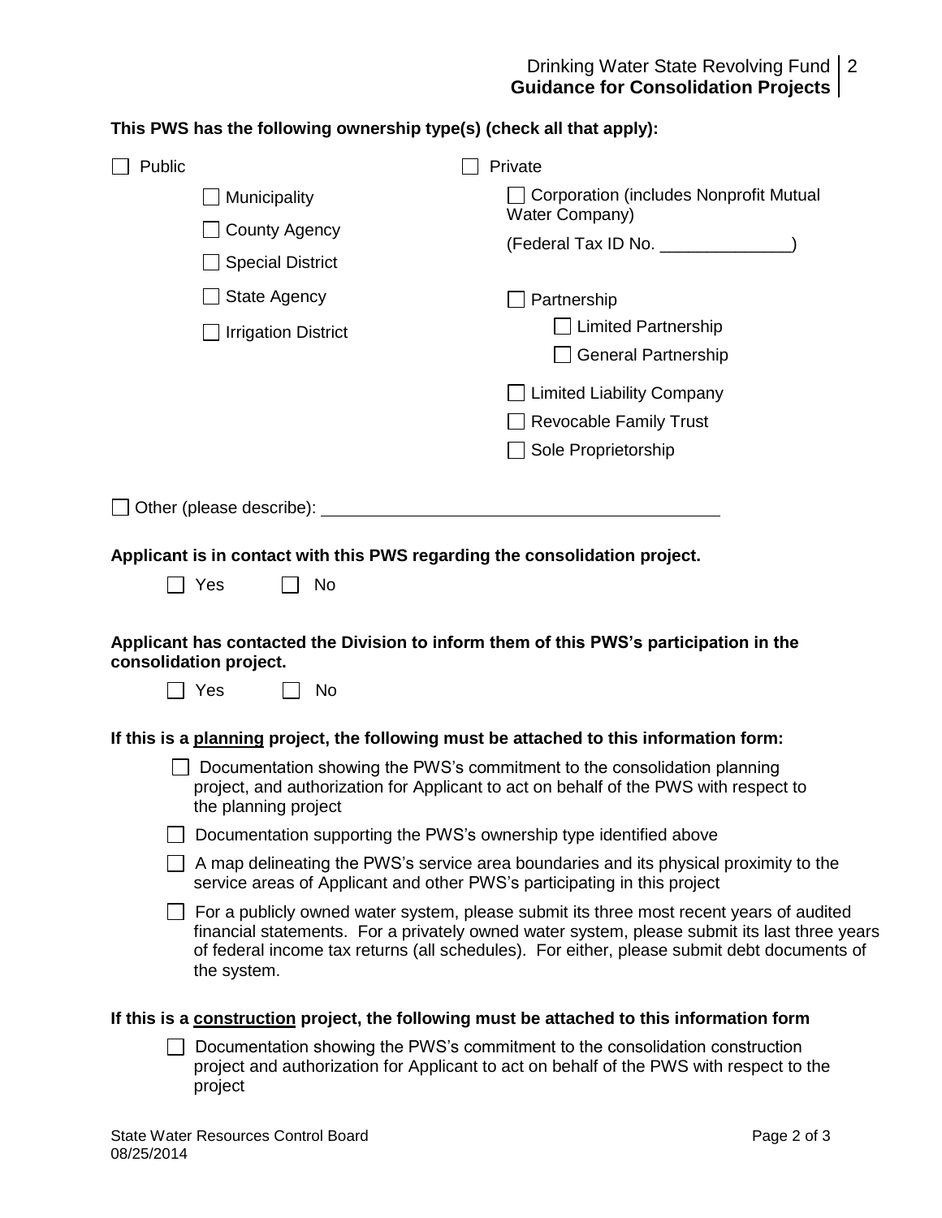**This PWS has the following ownership type(s) (check all that apply):**

☐ Public

- ☐ Municipality
- ☐ County Agency
- ☐ Special District
- ☐ State Agency
- ☐ Irrigation District

☐ Private

- ☐ Corporation (includes Nonprofit Mutual Water Company)
  (Federal Tax ID No. ______________)
- ☐ Partnership
  - ☐ Limited Partnership
  - ☐ General Partnership
- ☐ Limited Liability Company
- ☐ Revocable Family Trust
- ☐ Sole Proprietorship

☐ Other (please describe): ____________________________________________

**Applicant is in contact with this PWS regarding the consolidation project.**

☐ Yes ☐ No

**Applicant has contacted the Division to inform them of this PWS's participation in the consolidation project.**

☐ Yes ☐ No

**If this is a <u>planning</u> project, the following must be attached to this information form:**

- ☐ Documentation showing the PWS's commitment to the consolidation planning project, and authorization for Applicant to act on behalf of the PWS with respect to the planning project
- ☐ Documentation supporting the PWS's ownership type identified above
- ☐ A map delineating the PWS's service area boundaries and its physical proximity to the service areas of Applicant and other PWS's participating in this project
- ☐ For a publicly owned water system, please submit its three most recent years of audited financial statements. For a privately owned water system, please submit its last three years of federal income tax returns (all schedules). For either, please submit debt documents of the system.

**If this is a <u>construction</u> project, the following must be attached to this information form**

- ☐ Documentation showing the PWS's commitment to the consolidation construction project and authorization for Applicant to act on behalf of the PWS with respect to the project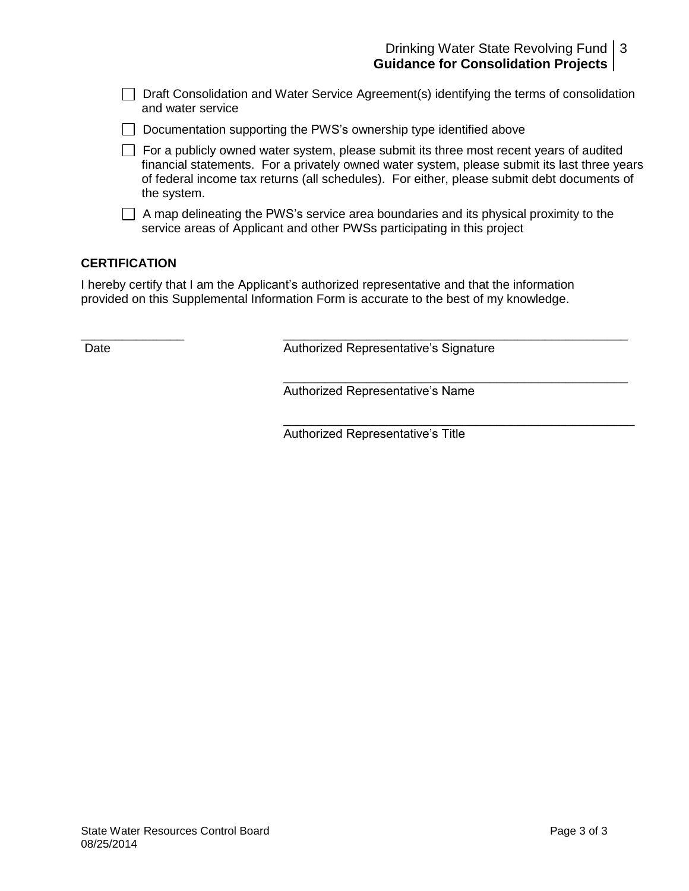- [ ] Draft Consolidation and Water Service Agreement(s) identifying the terms of consolidation and water service
- [ ] Documentation supporting the PWS's ownership type identified above
- [ ] For a publicly owned water system, please submit its three most recent years of audited financial statements. For a privately owned water system, please submit its last three years of federal income tax returns (all schedules). For either, please submit debt documents of the system.
- [ ] A map delineating the PWS's service area boundaries and its physical proximity to the service areas of Applicant and other PWSs participating in this project

**CERTIFICATION**

I hereby certify that I am the Applicant's authorized representative and that the information provided on this Supplemental Information Form is accurate to the best of my knowledge.

_______________ _______________________________________________

Date Authorized Representative's Signature

_______________________________________________

Authorized Representative's Name

_______________________________________________

Authorized Representative's Title